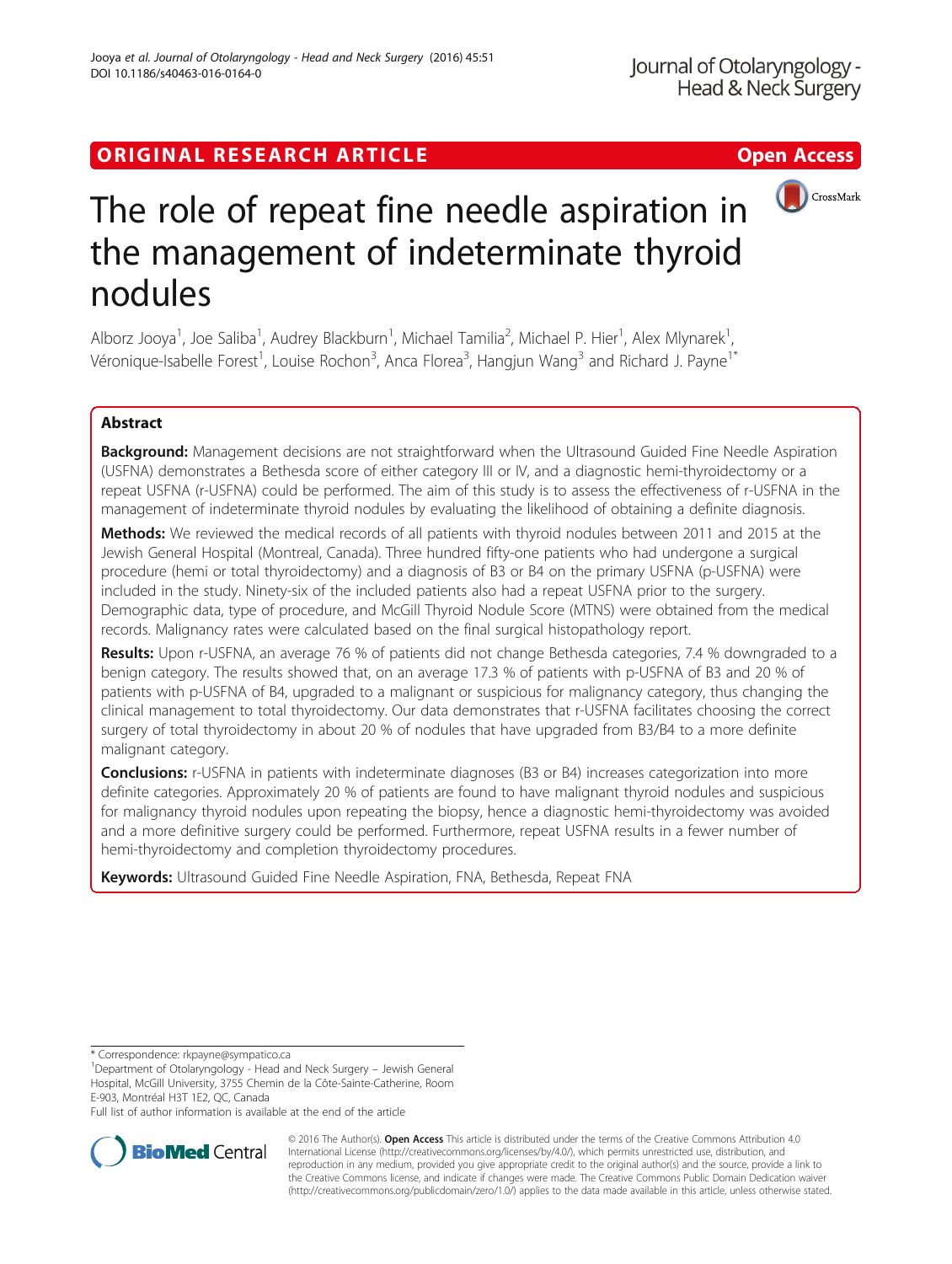ORIGINAL RESEARCH ARTICLE

Open Access

# The role of repeat fine needle aspiration in the management of indeterminate thyroid nodules

Alborz Jooya[1], Joe Saliba[1], Audrey Blackburn[1], Michael Tamilia[2], Michael P. Hier[1], Alex Mlynarek[1], Véronique-Isabelle Forest[1], Louise Rochon[3], Anca Florea[3], Hangjun Wang[3] and Richard J. Payne[1*]

## Abstract

**Background:** Management decisions are not straightforward when the Ultrasound Guided Fine Needle Aspiration (USFNA) demonstrates a Bethesda score of either category III or IV, and a diagnostic hemi-thyroidectomy or a repeat USFNA (r-USFNA) could be performed. The aim of this study is to assess the effectiveness of r-USFNA in the management of indeterminate thyroid nodules by evaluating the likelihood of obtaining a definite diagnosis.

**Methods:** We reviewed the medical records of all patients with thyroid nodules between 2011 and 2015 at the Jewish General Hospital (Montreal, Canada). Three hundred fifty-one patients who had undergone a surgical procedure (hemi or total thyroidectomy) and a diagnosis of B3 or B4 on the primary USFNA (p-USFNA) were included in the study. Ninety-six of the included patients also had a repeat USFNA prior to the surgery. Demographic data, type of procedure, and McGill Thyroid Nodule Score (MTNS) were obtained from the medical records. Malignancy rates were calculated based on the final surgical histopathology report.

**Results:** Upon r-USFNA, an average 76 % of patients did not change Bethesda categories, 7.4 % downgraded to a benign category. The results showed that, on an average 17.3 % of patients with p-USFNA of B3 and 20 % of patients with p-USFNA of B4, upgraded to a malignant or suspicious for malignancy category, thus changing the clinical management to total thyroidectomy. Our data demonstrates that r-USFNA facilitates choosing the correct surgery of total thyroidectomy in about 20 % of nodules that have upgraded from B3/B4 to a more definite malignant category.

**Conclusions:** r-USFNA in patients with indeterminate diagnoses (B3 or B4) increases categorization into more definite categories. Approximately 20 % of patients are found to have malignant thyroid nodules and suspicious for malignancy thyroid nodules upon repeating the biopsy, hence a diagnostic hemi-thyroidectomy was avoided and a more definitive surgery could be performed. Furthermore, repeat USFNA results in a fewer number of hemi-thyroidectomy and completion thyroidectomy procedures.

**Keywords:** Ultrasound Guided Fine Needle Aspiration, FNA, Bethesda, Repeat FNA

\* Correspondence: rkpayne@sympatico.ca

[1]Department of Otolaryngology - Head and Neck Surgery – Jewish General Hospital, McGill University, 3755 Chemin de la Côte-Sainte-Catherine, Room E-903, Montréal H3T 1E2, QC, Canada

Full list of author information is available at the end of the article

© 2016 The Author(s). **Open Access** This article is distributed under the terms of the Creative Commons Attribution 4.0 International License (http://creativecommons.org/licenses/by/4.0/), which permits unrestricted use, distribution, and reproduction in any medium, provided you give appropriate credit to the original author(s) and the source, provide a link to the Creative Commons license, and indicate if changes were made. The Creative Commons Public Domain Dedication waiver (http://creativecommons.org/publicdomain/zero/1.0/) applies to the data made available in this article, unless otherwise stated.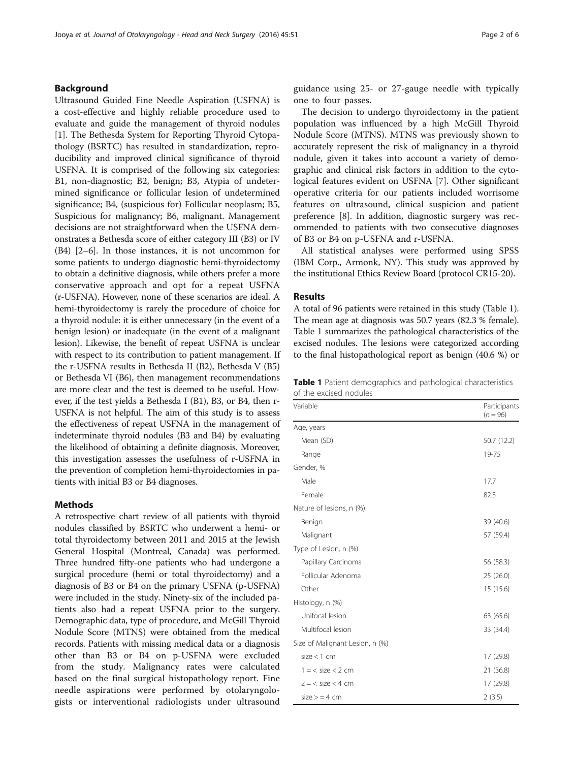## Background

Ultrasound Guided Fine Needle Aspiration (USFNA) is a cost-effective and highly reliable procedure used to evaluate and guide the management of thyroid nodules [1]. The Bethesda System for Reporting Thyroid Cytopathology (BSRTC) has resulted in standardization, reproducibility and improved clinical significance of thyroid USFNA. It is comprised of the following six categories: B1, non-diagnostic; B2, benign; B3, Atypia of undetermined significance or follicular lesion of undetermined significance; B4, (suspicious for) Follicular neoplasm; B5, Suspicious for malignancy; B6, malignant. Management decisions are not straightforward when the USFNA demonstrates a Bethesda score of either category III (B3) or IV (B4) [2–6]. In those instances, it is not uncommon for some patients to undergo diagnostic hemi-thyroidectomy to obtain a definitive diagnosis, while others prefer a more conservative approach and opt for a repeat USFNA (r-USFNA). However, none of these scenarios are ideal. A hemi-thyroidectomy is rarely the procedure of choice for a thyroid nodule: it is either unnecessary (in the event of a benign lesion) or inadequate (in the event of a malignant lesion). Likewise, the benefit of repeat USFNA is unclear with respect to its contribution to patient management. If the r-USFNA results in Bethesda II (B2), Bethesda V (B5) or Bethesda VI (B6), then management recommendations are more clear and the test is deemed to be useful. However, if the test yields a Bethesda I (B1), B3, or B4, then r-USFNA is not helpful. The aim of this study is to assess the effectiveness of repeat USFNA in the management of indeterminate thyroid nodules (B3 and B4) by evaluating the likelihood of obtaining a definite diagnosis. Moreover, this investigation assesses the usefulness of r-USFNA in the prevention of completion hemi-thyroidectomies in patients with initial B3 or B4 diagnoses.

## Methods

A retrospective chart review of all patients with thyroid nodules classified by BSRTC who underwent a hemi- or total thyroidectomy between 2011 and 2015 at the Jewish General Hospital (Montreal, Canada) was performed. Three hundred fifty-one patients who had undergone a surgical procedure (hemi or total thyroidectomy) and a diagnosis of B3 or B4 on the primary USFNA (p-USFNA) were included in the study. Ninety-six of the included patients also had a repeat USFNA prior to the surgery. Demographic data, type of procedure, and McGill Thyroid Nodule Score (MTNS) were obtained from the medical records. Patients with missing medical data or a diagnosis other than B3 or B4 on p-USFNA were excluded from the study. Malignancy rates were calculated based on the final surgical histopathology report. Fine needle aspirations were performed by otolaryngologists or interventional radiologists under ultrasound guidance using 25- or 27-gauge needle with typically one to four passes.

The decision to undergo thyroidectomy in the patient population was influenced by a high McGill Thyroid Nodule Score (MTNS). MTNS was previously shown to accurately represent the risk of malignancy in a thyroid nodule, given it takes into account a variety of demographic and clinical risk factors in addition to the cytological features evident on USFNA [7]. Other significant operative criteria for our patients included worrisome features on ultrasound, clinical suspicion and patient preference [8]. In addition, diagnostic surgery was recommended to patients with two consecutive diagnoses of B3 or B4 on p-USFNA and r-USFNA.

All statistical analyses were performed using SPSS (IBM Corp., Armonk, NY). This study was approved by the institutional Ethics Review Board (protocol CR15-20).

## Results

A total of 96 patients were retained in this study (Table 1). The mean age at diagnosis was 50.7 years (82.3 % female). Table 1 summarizes the pathological characteristics of the excised nodules. The lesions were categorized according to the final histopathological report as benign (40.6 %) or

**Table 1** Patient demographics and pathological characteristics of the excised nodules

| Variable | Participants ($n = 96$) |
|---|---|
| Age, years | |
| Mean (SD) | 50.7 (12.2) |
| Range | 19-75 |
| Gender, % | |
| Male | 17.7 |
| Female | 82.3 |
| Nature of lesions, n (%) | |
| Benign | 39 (40.6) |
| Malignant | 57 (59.4) |
| Type of Lesion, n (%) | |
| Papillary Carcinoma | 56 (58.3) |
| Follicular Adenoma | 25 (26.0) |
| Other | 15 (15.6) |
| Histology, n (%) | |
| Unifocal lesion | 63 (65.6) |
| Multifocal lesion | 33 (34.4) |
| Size of Malignant Lesion, n (%) | |
| size < 1 cm | 17 (29.8) |
| 1 = < size < 2 cm | 21 (36.8) |
| 2 = < size < 4 cm | 17 (29.8) |
| size > = 4 cm | 2 (3.5) |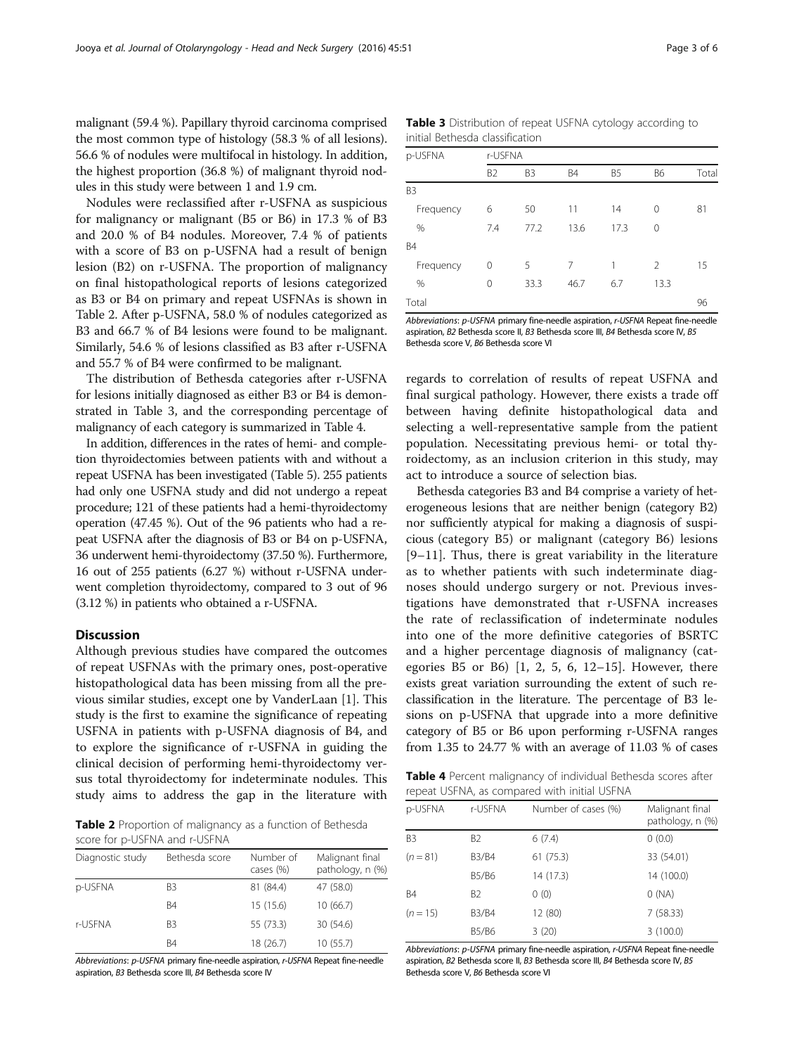malignant (59.4 %). Papillary thyroid carcinoma comprised the most common type of histology (58.3 % of all lesions). 56.6 % of nodules were multifocal in histology. In addition, the highest proportion (36.8 %) of malignant thyroid nodules in this study were between 1 and 1.9 cm.

Nodules were reclassified after r-USFNA as suspicious for malignancy or malignant (B5 or B6) in 17.3 % of B3 and 20.0 % of B4 nodules. Moreover, 7.4 % of patients with a score of B3 on p-USFNA had a result of benign lesion (B2) on r-USFNA. The proportion of malignancy on final histopathological reports of lesions categorized as B3 or B4 on primary and repeat USFNAs is shown in Table 2. After p-USFNA, 58.0 % of nodules categorized as B3 and 66.7 % of B4 lesions were found to be malignant. Similarly, 54.6 % of lesions classified as B3 after r-USFNA and 55.7 % of B4 were confirmed to be malignant.

The distribution of Bethesda categories after r-USFNA for lesions initially diagnosed as either B3 or B4 is demonstrated in Table 3, and the corresponding percentage of malignancy of each category is summarized in Table 4.

In addition, differences in the rates of hemi- and completion thyroidectomies between patients with and without a repeat USFNA has been investigated (Table 5). 255 patients had only one USFNA study and did not undergo a repeat procedure; 121 of these patients had a hemi-thyroidectomy operation (47.45 %). Out of the 96 patients who had a repeat USFNA after the diagnosis of B3 or B4 on p-USFNA, 36 underwent hemi-thyroidectomy (37.50 %). Furthermore, 16 out of 255 patients (6.27 %) without r-USFNA underwent completion thyroidectomy, compared to 3 out of 96 (3.12 %) in patients who obtained a r-USFNA.

## Discussion

Although previous studies have compared the outcomes of repeat USFNAs with the primary ones, post-operative histopathological data has been missing from all the previous similar studies, except one by VanderLaan [1]. This study is the first to examine the significance of repeating USFNA in patients with p-USFNA diagnosis of B4, and to explore the significance of r-USFNA in guiding the clinical decision of performing hemi-thyroidectomy versus total thyroidectomy for indeterminate nodules. This study aims to address the gap in the literature with regards to correlation of results of repeat USFNA and final surgical pathology. However, there exists a trade off between having definite histopathological data and selecting a well-representative sample from the patient population. Necessitating previous hemi- or total thyroidectomy, as an inclusion criterion in this study, may act to introduce a source of selection bias.

Bethesda categories B3 and B4 comprise a variety of heterogeneous lesions that are neither benign (category B2) nor sufficiently atypical for making a diagnosis of suspicious (category B5) or malignant (category B6) lesions [9–11]. Thus, there is great variability in the literature as to whether patients with such indeterminate diagnoses should undergo surgery or not. Previous investigations have demonstrated that r-USFNA increases the rate of reclassification of indeterminate nodules into one of the more definitive categories of BSRTC and a higher percentage diagnosis of malignancy (categories B5 or B6) [1, 2, 5, 6, 12–15]. However, there exists great variation surrounding the extent of such reclassification in the literature. The percentage of B3 lesions on p-USFNA that upgrade into a more definitive category of B5 or B6 upon performing r-USFNA ranges from 1.35 to 24.77 % with an average of 11.03 % of cases

**Table 2** Proportion of malignancy as a function of Bethesda score for p-USFNA and r-USFNA

| Diagnostic study | Bethesda score | Number of cases (%) | Malignant final pathology, n (%) |
|---|---|---|---|
| p-USFNA | B3 | 81 (84.4) | 47 (58.0) |
| | B4 | 15 (15.6) | 10 (66.7) |
| r-USFNA | B3 | 55 (73.3) | 30 (54.6) |
| | B4 | 18 (26.7) | 10 (55.7) |

*Abbreviations*: *p-USFNA* primary fine-needle aspiration, *r-USFNA* Repeat fine-needle aspiration, *B3* Bethesda score III, *B4* Bethesda score IV

**Table 3** Distribution of repeat USFNA cytology according to initial Bethesda classification

| p-USFNA | r-USFNA | | | | | |
|---|---|---|---|---|---|---|
| | B2 | B3 | B4 | B5 | B6 | Total |
| B3 | | | | | | |
| Frequency | 6 | 50 | 11 | 14 | 0 | 81 |
| % | 7.4 | 77.2 | 13.6 | 17.3 | 0 | |
| B4 | | | | | | |
| Frequency | 0 | 5 | 7 | 1 | 2 | 15 |
| % | 0 | 33.3 | 46.7 | 6.7 | 13.3 | |
| Total | | | | | | 96 |

*Abbreviations*: *p-USFNA* primary fine-needle aspiration, *r-USFNA* Repeat fine-needle aspiration, *B2* Bethesda score II, *B3* Bethesda score III, *B4* Bethesda score IV, *B5* Bethesda score V, *B6* Bethesda score VI

**Table 4** Percent malignancy of individual Bethesda scores after repeat USFNA, as compared with initial USFNA

| p-USFNA | r-USFNA | Number of cases (%) | Malignant final pathology, n (%) |
|---|---|---|---|
| B3 | B2 | 6 (7.4) | 0 (0.0) |
| ($n = 81$) | B3/B4 | 61 (75.3) | 33 (54.01) |
| | B5/B6 | 14 (17.3) | 14 (100.0) |
| B4 | B2 | 0 (0) | 0 (NA) |
| ($n = 15$) | B3/B4 | 12 (80) | 7 (58.33) |
| | B5/B6 | 3 (20) | 3 (100.0) |

*Abbreviations*: *p-USFNA* primary fine-needle aspiration, *r-USFNA* Repeat fine-needle aspiration, *B2* Bethesda score II, *B3* Bethesda score III, *B4* Bethesda score IV, *B5* Bethesda score V, *B6* Bethesda score VI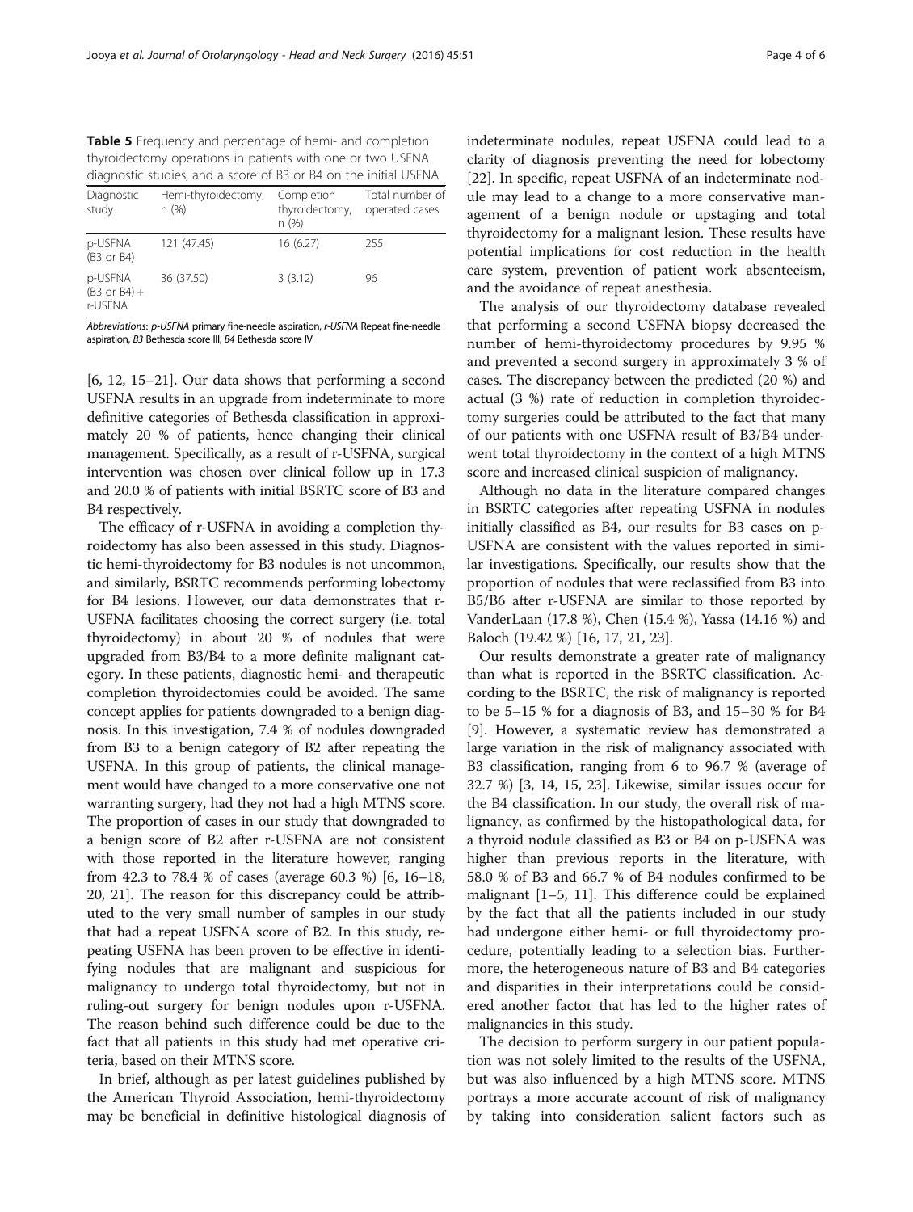**Table 5** Frequency and percentage of hemi- and completion thyroidectomy operations in patients with one or two USFNA diagnostic studies, and a score of B3 or B4 on the initial USFNA

| Diagnostic study | Hemi-thyroidectomy, n (%) | Completion thyroidectomy, n (%) | Total number of operated cases |
|---|---|---|---|
| p-USFNA (B3 or B4) | 121 (47.45) | 16 (6.27) | 255 |
| p-USFNA (B3 or B4) + r-USFNA | 36 (37.50) | 3 (3.12) | 96 |

*Abbreviations*: *p-USFNA* primary fine-needle aspiration, *r-USFNA* Repeat fine-needle aspiration, *B3* Bethesda score III, *B4* Bethesda score IV

[6, 12, 15–21]. Our data shows that performing a second USFNA results in an upgrade from indeterminate to more definitive categories of Bethesda classification in approximately 20 % of patients, hence changing their clinical management. Specifically, as a result of r-USFNA, surgical intervention was chosen over clinical follow up in 17.3 and 20.0 % of patients with initial BSRTC score of B3 and B4 respectively.

The efficacy of r-USFNA in avoiding a completion thyroidectomy has also been assessed in this study. Diagnostic hemi-thyroidectomy for B3 nodules is not uncommon, and similarly, BSRTC recommends performing lobectomy for B4 lesions. However, our data demonstrates that r-USFNA facilitates choosing the correct surgery (i.e. total thyroidectomy) in about 20 % of nodules that were upgraded from B3/B4 to a more definite malignant category. In these patients, diagnostic hemi- and therapeutic completion thyroidectomies could be avoided. The same concept applies for patients downgraded to a benign diagnosis. In this investigation, 7.4 % of nodules downgraded from B3 to a benign category of B2 after repeating the USFNA. In this group of patients, the clinical management would have changed to a more conservative one not warranting surgery, had they not had a high MTNS score. The proportion of cases in our study that downgraded to a benign score of B2 after r-USFNA are not consistent with those reported in the literature however, ranging from 42.3 to 78.4 % of cases (average 60.3 %) [6, 16–18, 20, 21]. The reason for this discrepancy could be attributed to the very small number of samples in our study that had a repeat USFNA score of B2. In this study, repeating USFNA has been proven to be effective in identifying nodules that are malignant and suspicious for malignancy to undergo total thyroidectomy, but not in ruling-out surgery for benign nodules upon r-USFNA. The reason behind such difference could be due to the fact that all patients in this study had met operative criteria, based on their MTNS score.

In brief, although as per latest guidelines published by the American Thyroid Association, hemi-thyroidectomy may be beneficial in definitive histological diagnosis of indeterminate nodules, repeat USFNA could lead to a clarity of diagnosis preventing the need for lobectomy [22]. In specific, repeat USFNA of an indeterminate nodule may lead to a change to a more conservative management of a benign nodule or upstaging and total thyroidectomy for a malignant lesion. These results have potential implications for cost reduction in the health care system, prevention of patient work absenteeism, and the avoidance of repeat anesthesia.

The analysis of our thyroidectomy database revealed that performing a second USFNA biopsy decreased the number of hemi-thyroidectomy procedures by 9.95 % and prevented a second surgery in approximately 3 % of cases. The discrepancy between the predicted (20 %) and actual (3 %) rate of reduction in completion thyroidectomy surgeries could be attributed to the fact that many of our patients with one USFNA result of B3/B4 underwent total thyroidectomy in the context of a high MTNS score and increased clinical suspicion of malignancy.

Although no data in the literature compared changes in BSRTC categories after repeating USFNA in nodules initially classified as B4, our results for B3 cases on p-USFNA are consistent with the values reported in similar investigations. Specifically, our results show that the proportion of nodules that were reclassified from B3 into B5/B6 after r-USFNA are similar to those reported by VanderLaan (17.8 %), Chen (15.4 %), Yassa (14.16 %) and Baloch (19.42 %) [16, 17, 21, 23].

Our results demonstrate a greater rate of malignancy than what is reported in the BSRTC classification. According to the BSRTC, the risk of malignancy is reported to be 5–15 % for a diagnosis of B3, and 15–30 % for B4 [9]. However, a systematic review has demonstrated a large variation in the risk of malignancy associated with B3 classification, ranging from 6 to 96.7 % (average of 32.7 %) [3, 14, 15, 23]. Likewise, similar issues occur for the B4 classification. In our study, the overall risk of malignancy, as confirmed by the histopathological data, for a thyroid nodule classified as B3 or B4 on p-USFNA was higher than previous reports in the literature, with 58.0 % of B3 and 66.7 % of B4 nodules confirmed to be malignant [1–5, 11]. This difference could be explained by the fact that all the patients included in our study had undergone either hemi- or full thyroidectomy procedure, potentially leading to a selection bias. Furthermore, the heterogeneous nature of B3 and B4 categories and disparities in their interpretations could be considered another factor that has led to the higher rates of malignancies in this study.

The decision to perform surgery in our patient population was not solely limited to the results of the USFNA, but was also influenced by a high MTNS score. MTNS portrays a more accurate account of risk of malignancy by taking into consideration salient factors such as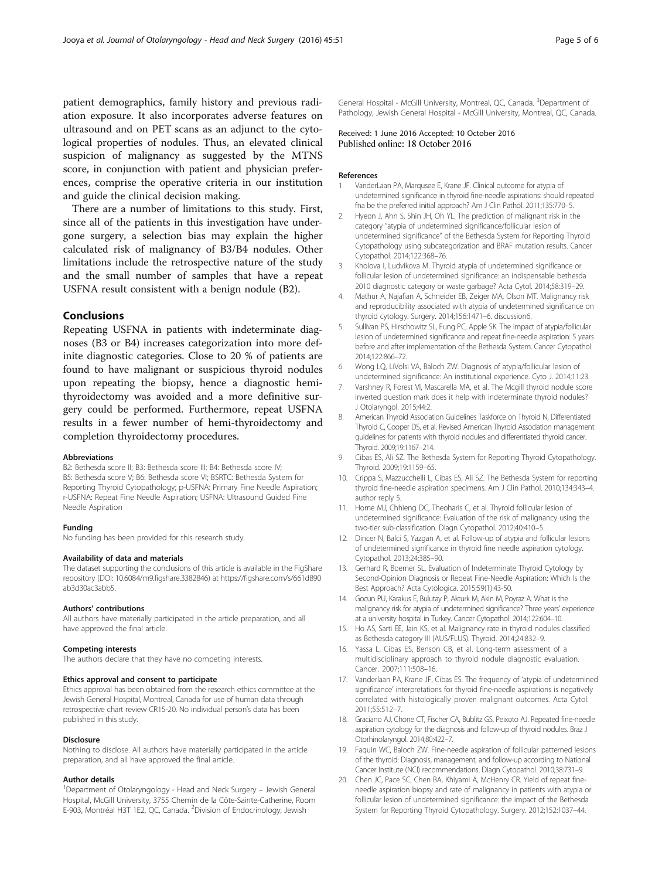patient demographics, family history and previous radiation exposure. It also incorporates adverse features on ultrasound and on PET scans as an adjunct to the cytological properties of nodules. Thus, an elevated clinical suspicion of malignancy as suggested by the MTNS score, in conjunction with patient and physician preferences, comprise the operative criteria in our institution and guide the clinical decision making.

There are a number of limitations to this study. First, since all of the patients in this investigation have undergone surgery, a selection bias may explain the higher calculated risk of malignancy of B3/B4 nodules. Other limitations include the retrospective nature of the study and the small number of samples that have a repeat USFNA result consistent with a benign nodule (B2).

## Conclusions

Repeating USFNA in patients with indeterminate diagnoses (B3 or B4) increases categorization into more definite diagnostic categories. Close to 20 % of patients are found to have malignant or suspicious thyroid nodules upon repeating the biopsy, hence a diagnostic hemithyroidectomy was avoided and a more definitive surgery could be performed. Furthermore, repeat USFNA results in a fewer number of hemi-thyroidectomy and completion thyroidectomy procedures.

#### Abbreviations

B2: Bethesda score II; B3: Bethesda score III; B4: Bethesda score IV; B5: Bethesda score V; B6: Bethesda score VI; BSRTC: Bethesda System for Reporting Thyroid Cytopathology; p-USFNA: Primary Fine Needle Aspiration; r-USFNA: Repeat Fine Needle Aspiration; USFNA: Ultrasound Guided Fine Needle Aspiration

#### Funding

No funding has been provided for this research study.

#### Availability of data and materials

The dataset supporting the conclusions of this article is available in the FigShare repository (DOI: 10.6084/m9.figshare.3382846) at https://figshare.com/s/661d890ab3d30ac3abb5.

#### Authors' contributions

All authors have materially participated in the article preparation, and all have approved the final article.

#### Competing interests

The authors declare that they have no competing interests.

#### Ethics approval and consent to participate

Ethics approval has been obtained from the research ethics committee at the Jewish General Hospital, Montreal, Canada for use of human data through retrospective chart review CR15-20. No individual person's data has been published in this study.

#### Disclosure

Nothing to disclose. All authors have materially participated in the article preparation, and all have approved the final article.

#### Author details

[1]Department of Otolaryngology - Head and Neck Surgery – Jewish General Hospital, McGill University, 3755 Chemin de la Côte-Sainte-Catherine, Room E-903, Montréal H3T 1E2, QC, Canada. [2]Division of Endocrinology, Jewish General Hospital - McGill University, Montreal, QC, Canada. [3]Department of Pathology, Jewish General Hospital - McGill University, Montreal, QC, Canada.

Received: 1 June 2016 Accepted: 10 October 2016
Published online: 18 October 2016

#### References

1. VanderLaan PA, Marqusee E, Krane JF. Clinical outcome for atypia of undetermined significance in thyroid fine-needle aspirations: should repeated fna be the preferred initial approach? Am J Clin Pathol. 2011;135:770–5.
2. Hyeon J, Ahn S, Shin JH, Oh YL. The prediction of malignant risk in the category "atypia of undetermined significance/follicular lesion of undetermined significance" of the Bethesda System for Reporting Thyroid Cytopathology using subcategorization and BRAF mutation results. Cancer Cytopathol. 2014;122:368–76.
3. Kholova I, Ludvikova M. Thyroid atypia of undetermined significance or follicular lesion of undetermined significance: an indispensable bethesda 2010 diagnostic category or waste garbage? Acta Cytol. 2014;58:319–29.
4. Mathur A, Najafian A, Schneider EB, Zeiger MA, Olson MT. Malignancy risk and reproducibility associated with atypia of undetermined significance on thyroid cytology. Surgery. 2014;156:1471–6. discussion6.
5. Sullivan PS, Hirschowitz SL, Fung PC, Apple SK. The impact of atypia/follicular lesion of undetermined significance and repeat fine-needle aspiration: 5 years before and after implementation of the Bethesda System. Cancer Cytopathol. 2014;122:866–72.
6. Wong LQ, LiVolsi VA, Baloch ZW. Diagnosis of atypia/follicular lesion of undetermined significance: An institutional experience. Cyto J. 2014;11:23.
7. Varshney R, Forest VI, Mascarella MA, et al. The Mcgill thyroid nodule score inverted question mark does it help with indeterminate thyroid nodules? J Otolaryngol. 2015;44:2.
8. American Thyroid Association Guidelines Taskforce on Thyroid N, Differentiated Thyroid C, Cooper DS, et al. Revised American Thyroid Association management guidelines for patients with thyroid nodules and differentiated thyroid cancer. Thyroid. 2009;19:1167–214.
9. Cibas ES, Ali SZ. The Bethesda System for Reporting Thyroid Cytopathology. Thyroid. 2009;19:1159–65.
10. Crippa S, Mazzucchelli L, Cibas ES, Ali SZ. The Bethesda System for reporting thyroid fine-needle aspiration specimens. Am J Clin Pathol. 2010;134:343–4. author reply 5.
11. Horne MJ, Chhieng DC, Theoharis C, et al. Thyroid follicular lesion of undetermined significance: Evaluation of the risk of malignancy using the two-tier sub-classification. Diagn Cytopathol. 2012;40:410–5.
12. Dincer N, Balci S, Yazgan A, et al. Follow-up of atypia and follicular lesions of undetermined significance in thyroid fine needle aspiration cytology. Cytopathol. 2013;24:385–90.
13. Gerhard R, Boerner SL. Evaluation of Indeterminate Thyroid Cytology by Second-Opinion Diagnosis or Repeat Fine-Needle Aspiration: Which Is the Best Approach? Acta Cytologica. 2015;59(1):43-50.
14. Gocun PU, Karakus E, Bulutay P, Akturk M, Akin M, Poyraz A. What is the malignancy risk for atypia of undetermined significance? Three years' experience at a university hospital in Turkey. Cancer Cytopathol. 2014;122:604–10.
15. Ho AS, Sarti EE, Jain KS, et al. Malignancy rate in thyroid nodules classified as Bethesda category III (AUS/FLUS). Thyroid. 2014;24:832–9.
16. Yassa L, Cibas ES, Benson CB, et al. Long-term assessment of a multidisciplinary approach to thyroid nodule diagnostic evaluation. Cancer. 2007;111:508–16.
17. Vanderlaan PA, Krane JF, Cibas ES. The frequency of 'atypia of undetermined significance' interpretations for thyroid fine-needle aspirations is negatively correlated with histologically proven malignant outcomes. Acta Cytol. 2011;55:512–7.
18. Graciano AJ, Chone CT, Fischer CA, Bublitz GS, Peixoto AJ. Repeated fine-needle aspiration cytology for the diagnosis and follow-up of thyroid nodules. Braz J Otorhinolaryngol. 2014;80:422–7.
19. Faquin WC, Baloch ZW. Fine-needle aspiration of follicular patterned lesions of the thyroid: Diagnosis, management, and follow-up according to National Cancer Institute (NCI) recommendations. Diagn Cytopathol. 2010;38:731–9.
20. Chen JC, Pace SC, Chen BA, Khiyami A, McHenry CR. Yield of repeat fine-needle aspiration biopsy and rate of malignancy in patients with atypia or follicular lesion of undetermined significance: the impact of the Bethesda System for Reporting Thyroid Cytopathology. Surgery. 2012;152:1037–44.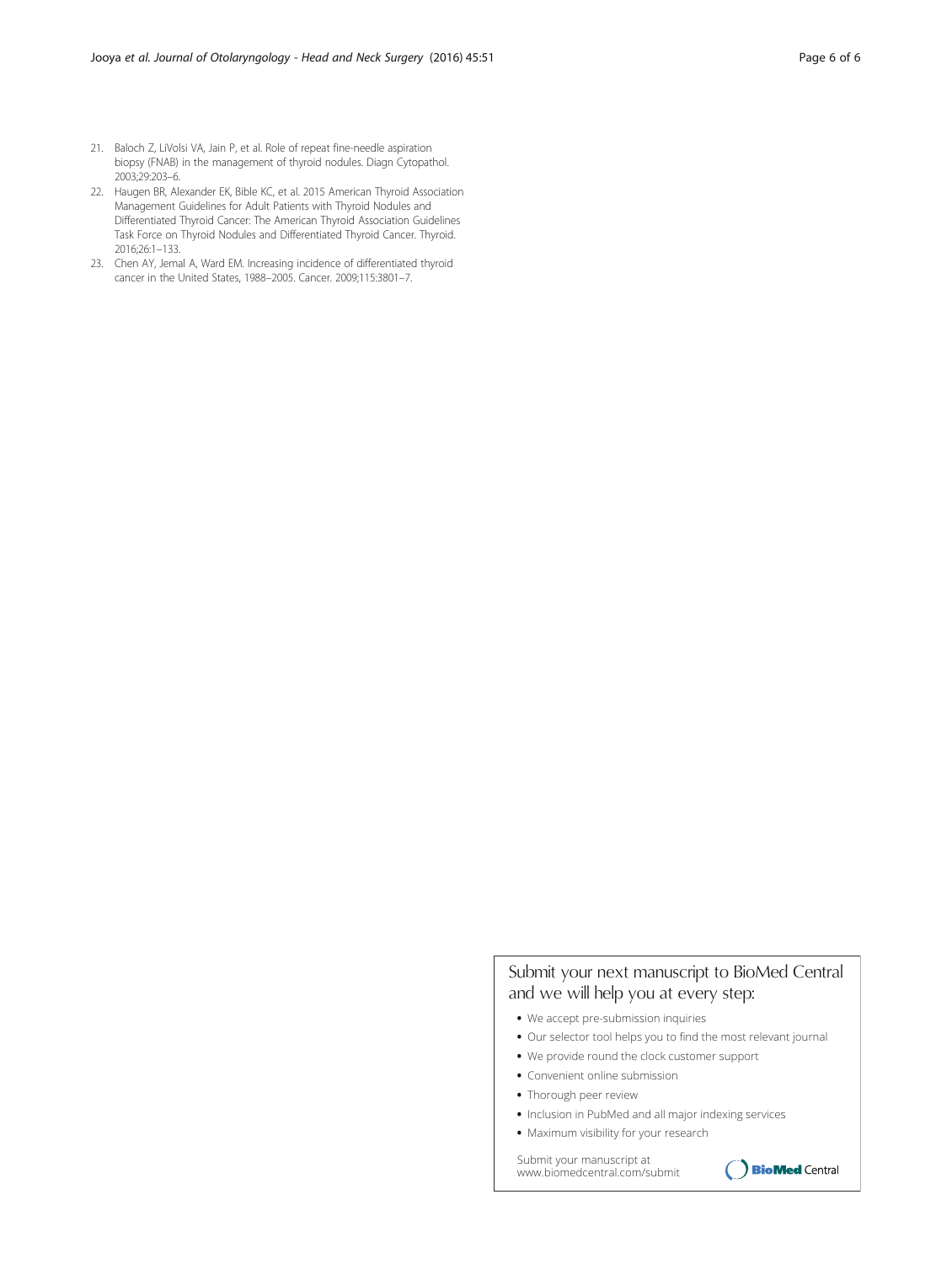21. Baloch Z, LiVolsi VA, Jain P, et al. Role of repeat fine-needle aspiration biopsy (FNAB) in the management of thyroid nodules. Diagn Cytopathol. 2003;29:203–6.
22. Haugen BR, Alexander EK, Bible KC, et al. 2015 American Thyroid Association Management Guidelines for Adult Patients with Thyroid Nodules and Differentiated Thyroid Cancer: The American Thyroid Association Guidelines Task Force on Thyroid Nodules and Differentiated Thyroid Cancer. Thyroid. 2016;26:1–133.
23. Chen AY, Jemal A, Ward EM. Increasing incidence of differentiated thyroid cancer in the United States, 1988–2005. Cancer. 2009;115:3801–7.

Submit your next manuscript to BioMed Central and we will help you at every step:

- We accept pre-submission inquiries
- Our selector tool helps you to find the most relevant journal
- We provide round the clock customer support
- Convenient online submission
- Thorough peer review
- Inclusion in PubMed and all major indexing services
- Maximum visibility for your research

Submit your manuscript at www.biomedcentral.com/submit

BioMed Central